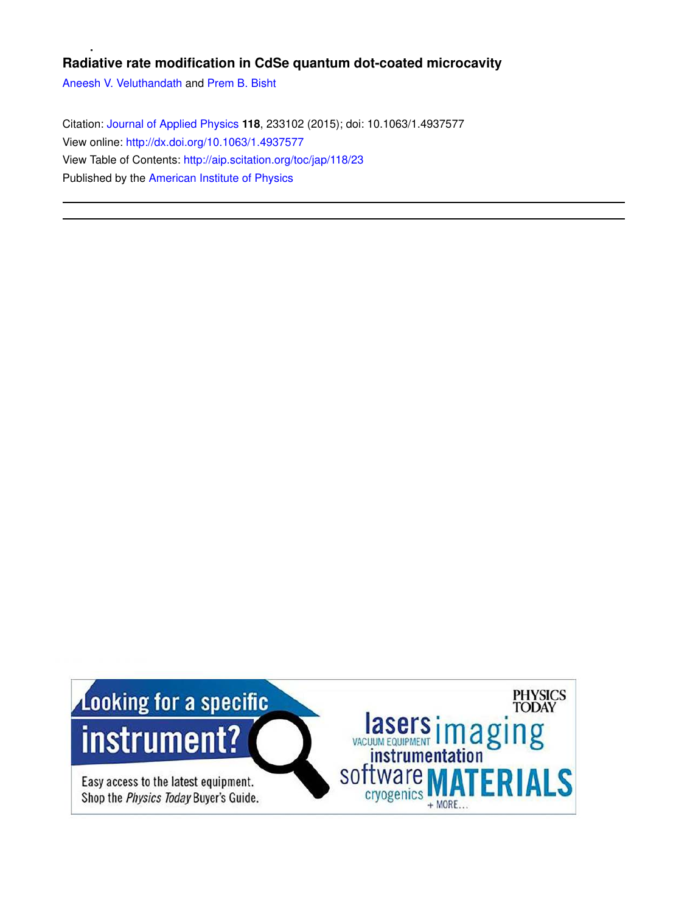# Radiative rate modification in CdSe quantum dot-coated microcavity

Aneesh V. Veluthandath and Prem B. Bisht

Citation: Journal of Applied Physics **118**, 233102 (2015); doi: 10.1063/1.4937577

View online: http://dx.doi.org/10.1063/1.4937577

View Table of Contents: http://aip.scitation.org/toc/jap/118/23

Published by the American Institute of Physics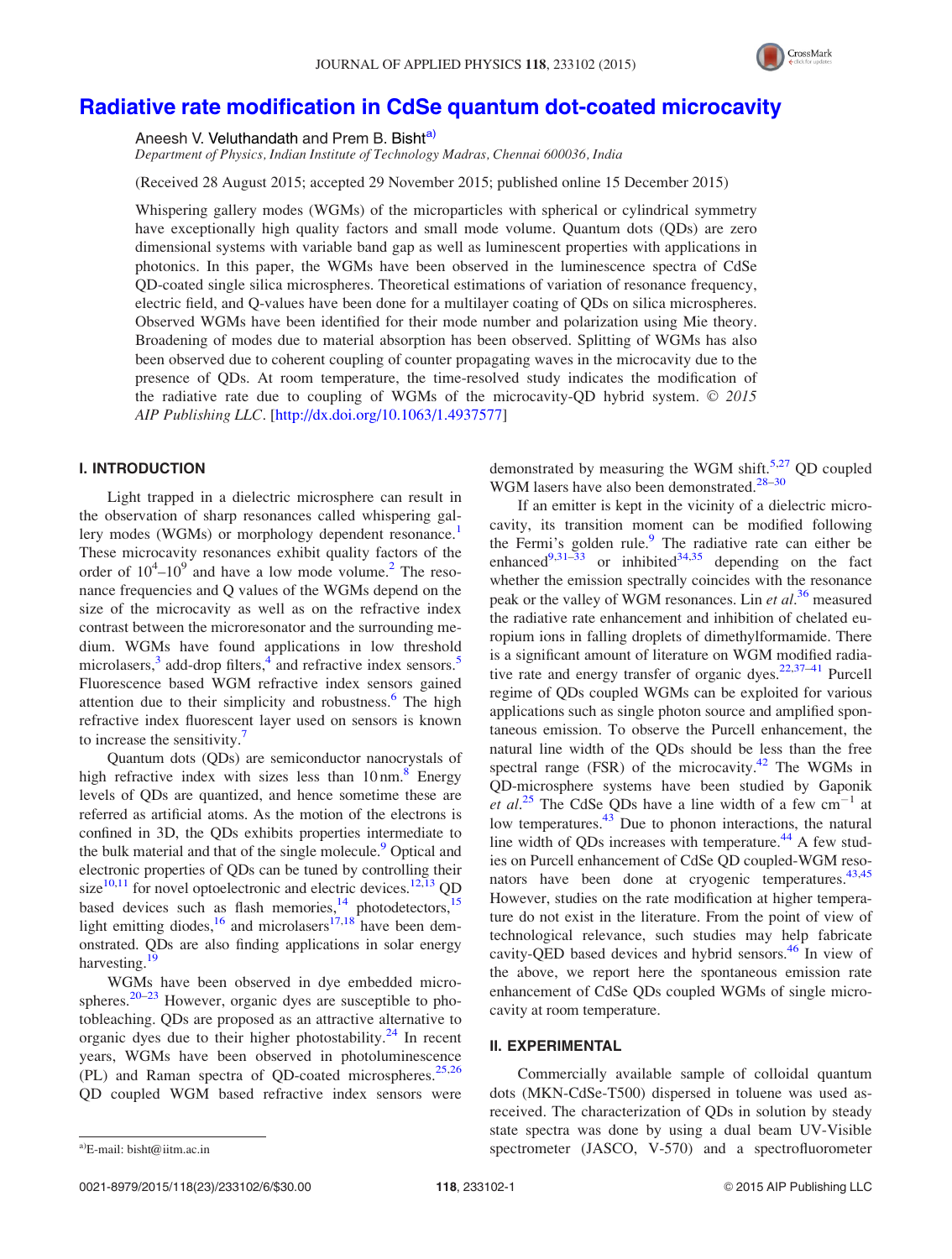# Radiative rate modification in CdSe quantum dot-coated microcavity

Aneesh V. Veluthandath and Prem B. Bisht[a)]

*Department of Physics, Indian Institute of Technology Madras, Chennai 600036, India*

(Received 28 August 2015; accepted 29 November 2015; published online 15 December 2015)

Whispering gallery modes (WGMs) of the microparticles with spherical or cylindrical symmetry have exceptionally high quality factors and small mode volume. Quantum dots (QDs) are zero dimensional systems with variable band gap as well as luminescent properties with applications in photonics. In this paper, the WGMs have been observed in the luminescence spectra of CdSe QD-coated single silica microspheres. Theoretical estimations of variation of resonance frequency, electric field, and Q-values have been done for a multilayer coating of QDs on silica microspheres. Observed WGMs have been identified for their mode number and polarization using Mie theory. Broadening of modes due to material absorption has been observed. Splitting of WGMs has also been observed due to coherent coupling of counter propagating waves in the microcavity due to the presence of QDs. At room temperature, the time-resolved study indicates the modification of the radiative rate due to coupling of WGMs of the microcavity-QD hybrid system. © *2015 AIP Publishing LLC*. [http://dx.doi.org/10.1063/1.4937577]

## I. INTRODUCTION

Light trapped in a dielectric microsphere can result in the observation of sharp resonances called whispering gallery modes (WGMs) or morphology dependent resonance.[1] These microcavity resonances exhibit quality factors of the order of $10^4$–$10^9$ and have a low mode volume.[2] The resonance frequencies and Q values of the WGMs depend on the size of the microcavity as well as on the refractive index contrast between the microresonator and the surrounding medium. WGMs have found applications in low threshold microlasers,[3] add-drop filters,[4] and refractive index sensors.[5] Fluorescence based WGM refractive index sensors gained attention due to their simplicity and robustness.[6] The high refractive index fluorescent layer used on sensors is known to increase the sensitivity.[7]

Quantum dots (QDs) are semiconductor nanocrystals of high refractive index with sizes less than 10 nm.[8] Energy levels of QDs are quantized, and hence sometime these are referred as artificial atoms. As the motion of the electrons is confined in 3D, the QDs exhibits properties intermediate to the bulk material and that of the single molecule.[9] Optical and electronic properties of QDs can be tuned by controlling their size[10,11] for novel optoelectronic and electric devices.[12,13] QD based devices such as flash memories,[14] photodetectors,[15] light emitting diodes,[16] and microlasers[17,18] have been demonstrated. QDs are also finding applications in solar energy harvesting.[19]

WGMs have been observed in dye embedded microspheres.[20–23] However, organic dyes are susceptible to photobleaching. QDs are proposed as an attractive alternative to organic dyes due to their higher photostability.[24] In recent years, WGMs have been observed in photoluminescence (PL) and Raman spectra of QD-coated microspheres.[25,26] QD coupled WGM based refractive index sensors were demonstrated by measuring the WGM shift.[5,27] QD coupled WGM lasers have also been demonstrated.[28–30]

If an emitter is kept in the vicinity of a dielectric microcavity, its transition moment can be modified following the Fermi's golden rule.[9] The radiative rate can either be enhanced[9,31–33] or inhibited[34,35] depending on the fact whether the emission spectrally coincides with the resonance peak or the valley of WGM resonances. Lin *et al.*[36] measured the radiative rate enhancement and inhibition of chelated europium ions in falling droplets of dimethylformamide. There is a significant amount of literature on WGM modified radiative rate and energy transfer of organic dyes.[22,37–41] Purcell regime of QDs coupled WGMs can be exploited for various applications such as single photon source and amplified spontaneous emission. To observe the Purcell enhancement, the natural line width of the QDs should be less than the free spectral range (FSR) of the microcavity.[42] The WGMs in QD-microsphere systems have been studied by Gaponik *et al.*[25] The CdSe QDs have a line width of a few $\text{cm}^{-1}$ at low temperatures.[43] Due to phonon interactions, the natural line width of QDs increases with temperature.[44] A few studies on Purcell enhancement of CdSe QD coupled-WGM resonators have been done at cryogenic temperatures.[43,45] However, studies on the rate modification at higher temperature do not exist in the literature. From the point of view of technological relevance, such studies may help fabricate cavity-QED based devices and hybrid sensors.[46] In view of the above, we report here the spontaneous emission rate enhancement of CdSe QDs coupled WGMs of single microcavity at room temperature.

## II. EXPERIMENTAL

Commercially available sample of colloidal quantum dots (MKN-CdSe-T500) dispersed in toluene was used as-received. The characterization of QDs in solution by steady state spectra was done by using a dual beam UV-Visible spectrometer (JASCO, V-570) and a spectrofluorometer

[a)] E-mail: bisht@iitm.ac.in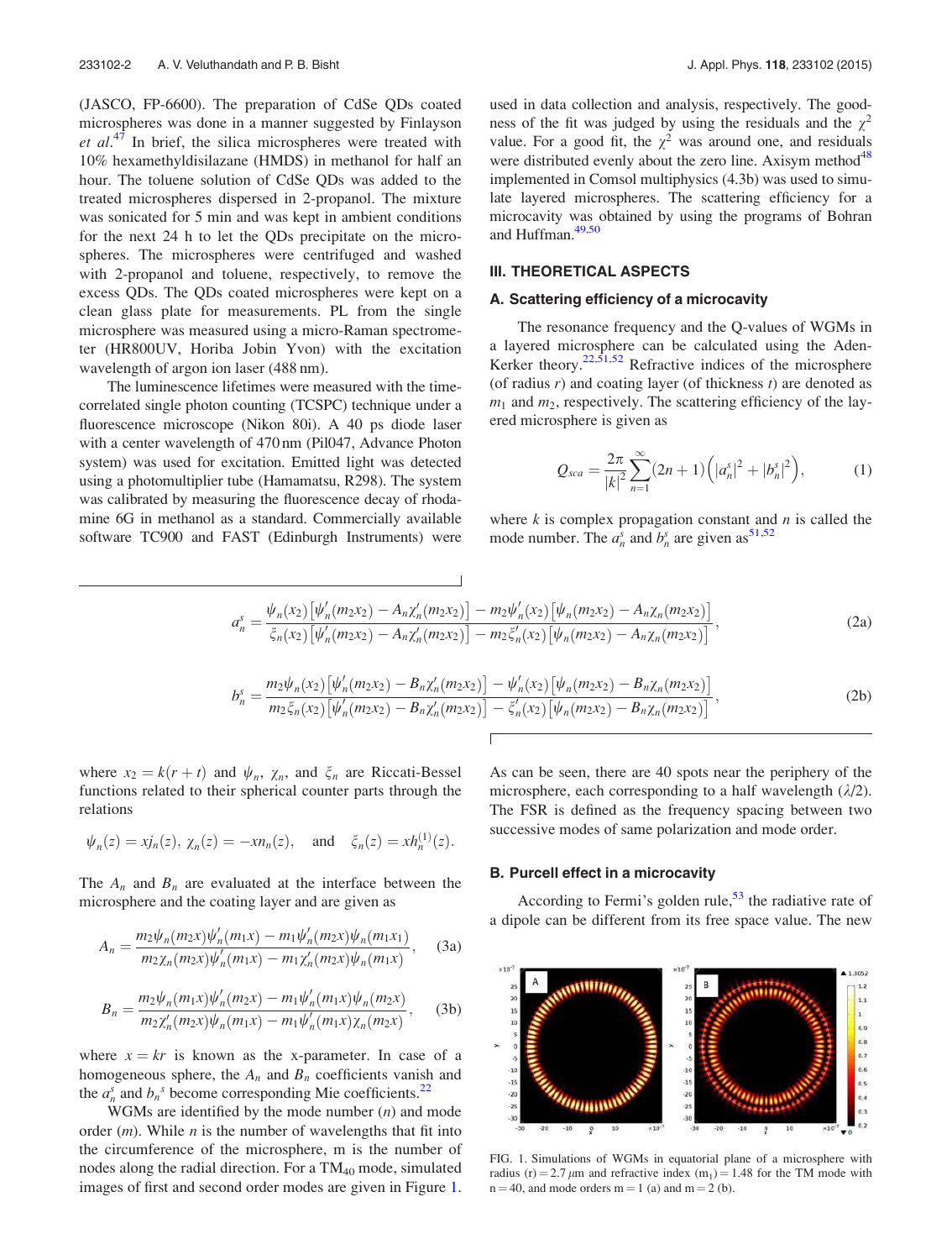(JASCO, FP-6600). The preparation of CdSe QDs coated microspheres was done in a manner suggested by Finlayson *et al.*[47] In brief, the silica microspheres were treated with 10% hexamethyldisilazane (HMDS) in methanol for half an hour. The toluene solution of CdSe QDs was added to the treated microspheres dispersed in 2-propanol. The mixture was sonicated for 5 min and was kept in ambient conditions for the next 24 h to let the QDs precipitate on the microspheres. The microspheres were centrifuged and washed with 2-propanol and toluene, respectively, to remove the excess QDs. The QDs coated microspheres were kept on a clean glass plate for measurements. PL from the single microsphere was measured using a micro-Raman spectrometer (HR800UV, Horiba Jobin Yvon) with the excitation wavelength of argon ion laser (488 nm).

The luminescence lifetimes were measured with the time-correlated single photon counting (TCSPC) technique under a fluorescence microscope (Nikon 80i). A 40 ps diode laser with a center wavelength of 470 nm (Pil047, Advance Photon system) was used for excitation. Emitted light was detected using a photomultiplier tube (Hamamatsu, R298). The system was calibrated by measuring the fluorescence decay of rhodamine 6G in methanol as a standard. Commercially available software TC900 and FAST (Edinburgh Instruments) were used in data collection and analysis, respectively. The goodness of the fit was judged by using the residuals and the $\chi^2$ value. For a good fit, the $\chi^2$ was around one, and residuals were distributed evenly about the zero line. Axisym method[48] implemented in Comsol multiphysics (4.3b) was used to simulate layered microspheres. The scattering efficiency for a microcavity was obtained by using the programs of Bohran and Huffman.[49,50]

## III. THEORETICAL ASPECTS

### A. Scattering efficiency of a microcavity

The resonance frequency and the Q-values of WGMs in a layered microsphere can be calculated using the Aden-Kerker theory.[22,51,52] Refractive indices of the microsphere (of radius $r$) and coating layer (of thickness $t$) are denoted as $m_1$ and $m_2$, respectively. The scattering efficiency of the layered microsphere is given as

$$Q_{sca} = \frac{2\pi}{|k|^2} \sum_{n=1}^{\infty} (2n+1)\left(|a_n^s|^2 + |b_n^s|^2\right), \tag{1}$$

where $k$ is complex propagation constant and $n$ is called the mode number. The $a_n^s$ and $b_n^s$ are given as[51,52]

$$a_n^s = \frac{\psi_n(x_2)\left[\psi_n'(m_2x_2) - A_n\chi_n'(m_2x_2)\right] - m_2\psi_n'(x_2)\left[\psi_n(m_2x_2) - A_n\chi_n(m_2x_2)\right]}{\xi_n(x_2)\left[\psi_n'(m_2x_2) - A_n\chi_n'(m_2x_2)\right] - m_2\xi_n'(x_2)\left[\psi_n(m_2x_2) - A_n\chi_n(m_2x_2)\right]}, \tag{2a}$$

$$b_n^s = \frac{m_2\psi_n(x_2)\left[\psi_n'(m_2x_2) - B_n\chi_n'(m_2x_2)\right] - \psi_n'(x_2)\left[\psi_n(m_2x_2) - B_n\chi_n(m_2x_2)\right]}{m_2\xi_n(x_2)\left[\psi_n'(m_2x_2) - B_n\chi_n'(m_2x_2)\right] - \xi_n'(x_2)\left[\psi_n(m_2x_2) - B_n\chi_n(m_2x_2)\right]}, \tag{2b}$$

where $x_2 = k(r+t)$ and $\psi_n$, $\chi_n$, and $\xi_n$ are Riccati-Bessel functions related to their spherical counter parts through the relations

$$\psi_n(z) = xj_n(z),\ \chi_n(z) = -xn_n(z), \quad \text{and} \quad \xi_n(z) = xh_n^{(1)}(z).$$

The $A_n$ and $B_n$ are evaluated at the interface between the microsphere and the coating layer and are given as

$$A_n = \frac{m_2\psi_n(m_2x)\psi_n'(m_1x) - m_1\psi_n'(m_2x)\psi_n(m_1x_1)}{m_2\chi_n(m_2x)\psi_n'(m_1x) - m_1\chi_n'(m_2x)\psi_n(m_1x)}, \tag{3a}$$

$$B_n = \frac{m_2\psi_n(m_1x)\psi_n'(m_2x) - m_1\psi_n'(m_1x)\psi_n(m_2x)}{m_2\chi_n'(m_2x)\psi_n(m_1x) - m_1\psi_n'(m_1x)\chi_n(m_2x)}, \tag{3b}$$

where $x = kr$ is known as the x-parameter. In case of a homogeneous sphere, the $A_n$ and $B_n$ coefficients vanish and the $a_n^s$ and $b_n{}^s$ become corresponding Mie coefficients.[22]

WGMs are identified by the mode number ($n$) and mode order ($m$). While $n$ is the number of wavelengths that fit into the circumference of the microsphere, m is the number of nodes along the radial direction. For a $TM_{40}$ mode, simulated images of first and second order modes are given in Figure 1. As can be seen, there are 40 spots near the periphery of the microsphere, each corresponding to a half wavelength ($\lambda/2$). The FSR is defined as the frequency spacing between two successive modes of same polarization and mode order.

### B. Purcell effect in a microcavity

According to Fermi's golden rule,[53] the radiative rate of a dipole can be different from its free space value. The new

FIG. 1. Simulations of WGMs in equatorial plane of a microsphere with radius (r) = 2.7 μm and refractive index ($m_1$) = 1.48 for the TM mode with n = 40, and mode orders m = 1 (a) and m = 2 (b).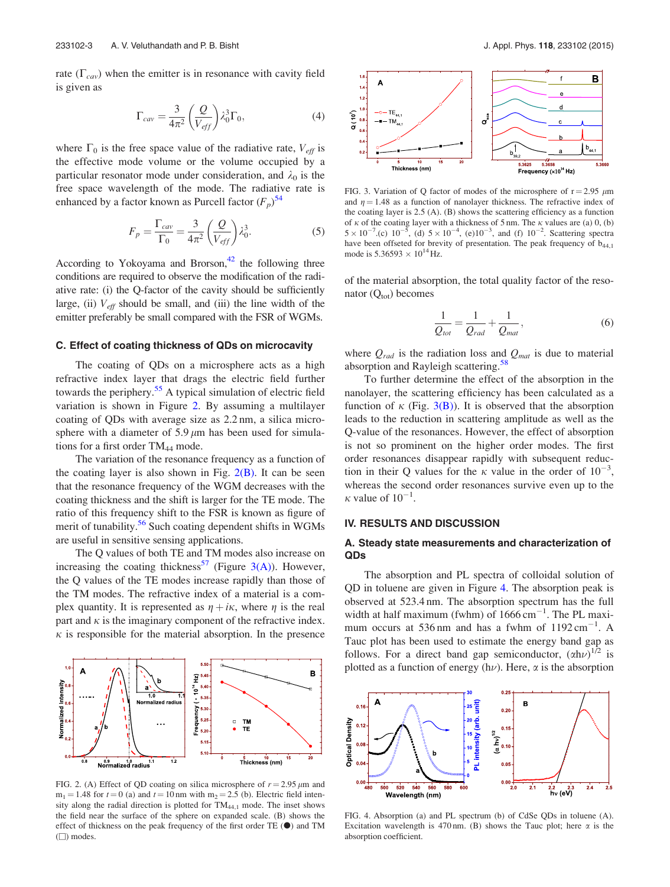rate ($\Gamma_{cav}$) when the emitter is in resonance with cavity field is given as

$$\Gamma_{cav} = \frac{3}{4\pi^2}\left(\frac{Q}{V_{eff}}\right)\lambda_0^3\Gamma_0, \tag{4}$$

where $\Gamma_0$ is the free space value of the radiative rate, $V_{eff}$ is the effective mode volume or the volume occupied by a particular resonator mode under consideration, and $\lambda_0$ is the free space wavelength of the mode. The radiative rate is enhanced by a factor known as Purcell factor ($F_p$)[54]

$$F_p = \frac{\Gamma_{cav}}{\Gamma_0} = \frac{3}{4\pi^2}\left(\frac{Q}{V_{eff}}\right)\lambda_0^3. \tag{5}$$

According to Yokoyama and Brorson,[42] the following three conditions are required to observe the modification of the radiative rate: (i) the Q-factor of the cavity should be sufficiently large, (ii) $V_{eff}$ should be small, and (iii) the line width of the emitter preferably be small compared with the FSR of WGMs.

### C. Effect of coating thickness of QDs on microcavity

The coating of QDs on a microsphere acts as a high refractive index layer that drags the electric field further towards the periphery.[55] A typical simulation of electric field variation is shown in Figure 2. By assuming a multilayer coating of QDs with average size as 2.2 nm, a silica microsphere with a diameter of 5.9 $\mu$m has been used for simulations for a first order $TM_{44}$ mode.

The variation of the resonance frequency as a function of the coating layer is also shown in Fig. 2(B). It can be seen that the resonance frequency of the WGM decreases with the coating thickness and the shift is larger for the TE mode. The ratio of this frequency shift to the FSR is known as figure of merit of tunability.[56] Such coating dependent shifts in WGMs are useful in sensitive sensing applications.

The Q values of both TE and TM modes also increase on increasing the coating thickness[57] (Figure 3(A)). However, the Q values of the TE modes increase rapidly than those of the TM modes. The refractive index of a material is a complex quantity. It is represented as $\eta + i\kappa$, where $\eta$ is the real part and $\kappa$ is the imaginary component of the refractive index. $\kappa$ is responsible for the material absorption. In the presence

FIG. 2. (A) Effect of QD coating on silica microsphere of $r = 2.95\,\mu$m and $m_1 = 1.48$ for $t = 0$ (a) and $t = 10$ nm with $m_2 = 2.5$ (b). Electric field intensity along the radial direction is plotted for $TM_{44,1}$ mode. The inset shows the field near the surface of the sphere on expanded scale. (B) shows the effect of thickness on the peak frequency of the first order TE (●) and TM (□) modes.

FIG. 3. Variation of Q factor of modes of the microsphere of $r = 2.95\ \mu$m and $\eta = 1.48$ as a function of nanolayer thickness. The refractive index of the coating layer is 2.5 (A). (B) shows the scattering efficiency as a function of $\kappa$ of the coating layer with a thickness of 5 nm. The $\kappa$ values are (a) 0, (b) $5 \times 10^{-7}$, (c) $10^{-5}$, (d) $5 \times 10^{-4}$, (e) $10^{-3}$, and (f) $10^{-2}$. Scattering spectra have been offseted for brevity of presentation. The peak frequency of $b_{44,1}$ mode is $5.36593 \times 10^{14}$ Hz.

of the material absorption, the total quality factor of the resonator ($Q_{tot}$) becomes

$$\frac{1}{Q_{tot}} = \frac{1}{Q_{rad}} + \frac{1}{Q_{mat}}, \tag{6}$$

where $Q_{rad}$ is the radiation loss and $Q_{mat}$ is due to material absorption and Rayleigh scattering.[58]

To further determine the effect of the absorption in the nanolayer, the scattering efficiency has been calculated as a function of $\kappa$ (Fig. 3(B)). It is observed that the absorption leads to the reduction in scattering amplitude as well as the Q-value of the resonances. However, the effect of absorption is not so prominent on the higher order modes. The first order resonances disappear rapidly with subsequent reduction in their Q values for the $\kappa$ value in the order of $10^{-3}$, whereas the second order resonances survive even up to the $\kappa$ value of $10^{-1}$.

## IV. RESULTS AND DISCUSSION

### A. Steady state measurements and characterization of QDs

The absorption and PL spectra of colloidal solution of QD in toluene are given in Figure 4. The absorption peak is observed at 523.4 nm. The absorption spectrum has the full width at half maximum (fwhm) of 1666 $\text{cm}^{-1}$. The PL maximum occurs at 536 nm and has a fwhm of 1192 $\text{cm}^{-1}$. A Tauc plot has been used to estimate the energy band gap as follows. For a direct band gap semiconductor, $(\alpha h\nu)^{1/2}$ is plotted as a function of energy ($h\nu$). Here, $\alpha$ is the absorption

FIG. 4. Absorption (a) and PL spectrum (b) of CdSe QDs in toluene (A). Excitation wavelength is 470 nm. (B) shows the Tauc plot; here $\alpha$ is the absorption coefficient.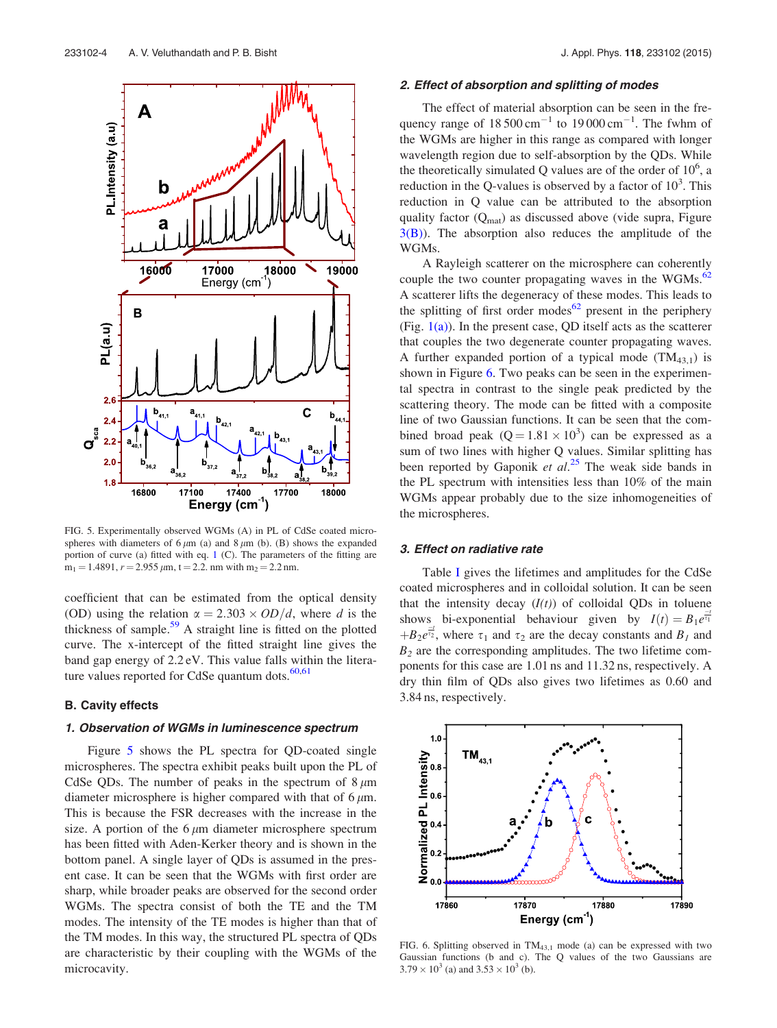FIG. 5. Experimentally observed WGMs (A) in PL of CdSe coated microspheres with diameters of 6 $\mu$m (a) and 8 $\mu$m (b). (B) shows the expanded portion of curve (a) fitted with eq. 1 (C). The parameters of the fitting are $m_1 = 1.4891$, $r = 2.955\ \mu$m, t = 2.2. nm with $m_2 = 2.2$ nm.

coefficient that can be estimated from the optical density (OD) using the relation $\alpha = 2.303 \times OD/d$, where $d$ is the thickness of sample.[59] A straight line is fitted on the plotted curve. The x-intercept of the fitted straight line gives the band gap energy of 2.2 eV. This value falls within the literature values reported for CdSe quantum dots.[60,61]

## B. Cavity effects

### 1. Observation of WGMs in luminescence spectrum

Figure 5 shows the PL spectra for QD-coated single microspheres. The spectra exhibit peaks built upon the PL of CdSe QDs. The number of peaks in the spectrum of 8 $\mu$m diameter microsphere is higher compared with that of 6 $\mu$m. This is because the FSR decreases with the increase in the size. A portion of the 6 $\mu$m diameter microsphere spectrum has been fitted with Aden-Kerker theory and is shown in the bottom panel. A single layer of QDs is assumed in the present case. It can be seen that the WGMs with first order are sharp, while broader peaks are observed for the second order WGMs. The spectra consist of both the TE and the TM modes. The intensity of the TE modes is higher than that of the TM modes. In this way, the structured PL spectra of QDs are characteristic by their coupling with the WGMs of the microcavity.

### 2. Effect of absorption and splitting of modes

The effect of material absorption can be seen in the frequency range of 18 500 cm$^{-1}$ to 19 000 cm$^{-1}$. The fwhm of the WGMs are higher in this range as compared with longer wavelength region due to self-absorption by the QDs. While the theoretically simulated Q values are of the order of $10^6$, a reduction in the Q-values is observed by a factor of $10^3$. This reduction in Q value can be attributed to the absorption quality factor ($Q_{mat}$) as discussed above (vide supra, Figure 3(B)). The absorption also reduces the amplitude of the WGMs.

A Rayleigh scatterer on the microsphere can coherently couple the two counter propagating waves in the WGMs.[62] A scatterer lifts the degeneracy of these modes. This leads to the splitting of first order modes[62] present in the periphery (Fig. 1(a)). In the present case, QD itself acts as the scatterer that couples the two degenerate counter propagating waves. A further expanded portion of a typical mode ($TM_{43,1}$) is shown in Figure 6. Two peaks can be seen in the experimental spectra in contrast to the single peak predicted by the scattering theory. The mode can be fitted with a composite line of two Gaussian functions. It can be seen that the combined broad peak ($Q = 1.81 \times 10^3$) can be expressed as a sum of two lines with higher Q values. Similar splitting has been reported by Gaponik *et al.*[25] The weak side bands in the PL spectrum with intensities less than 10% of the main WGMs appear probably due to the size inhomogeneities of the microspheres.

### 3. Effect on radiative rate

Table I gives the lifetimes and amplitudes for the CdSe coated microspheres and in colloidal solution. It can be seen that the intensity decay ($I(t)$) of colloidal QDs in toluene shows bi-exponential behaviour given by $I(t) = B_1 e^{\frac{-t}{\tau_1}} + B_2 e^{\frac{-t}{\tau_2}}$, where $\tau_1$ and $\tau_2$ are the decay constants and $B_1$ and $B_2$ are the corresponding amplitudes. The two lifetime components for this case are 1.01 ns and 11.32 ns, respectively. A dry thin film of QDs also gives two lifetimes as 0.60 and 3.84 ns, respectively.

FIG. 6. Splitting observed in $TM_{43,1}$ mode (a) can be expressed with two Gaussian functions (b and c). The Q values of the two Gaussians are $3.79 \times 10^3$ (a) and $3.53 \times 10^3$ (b).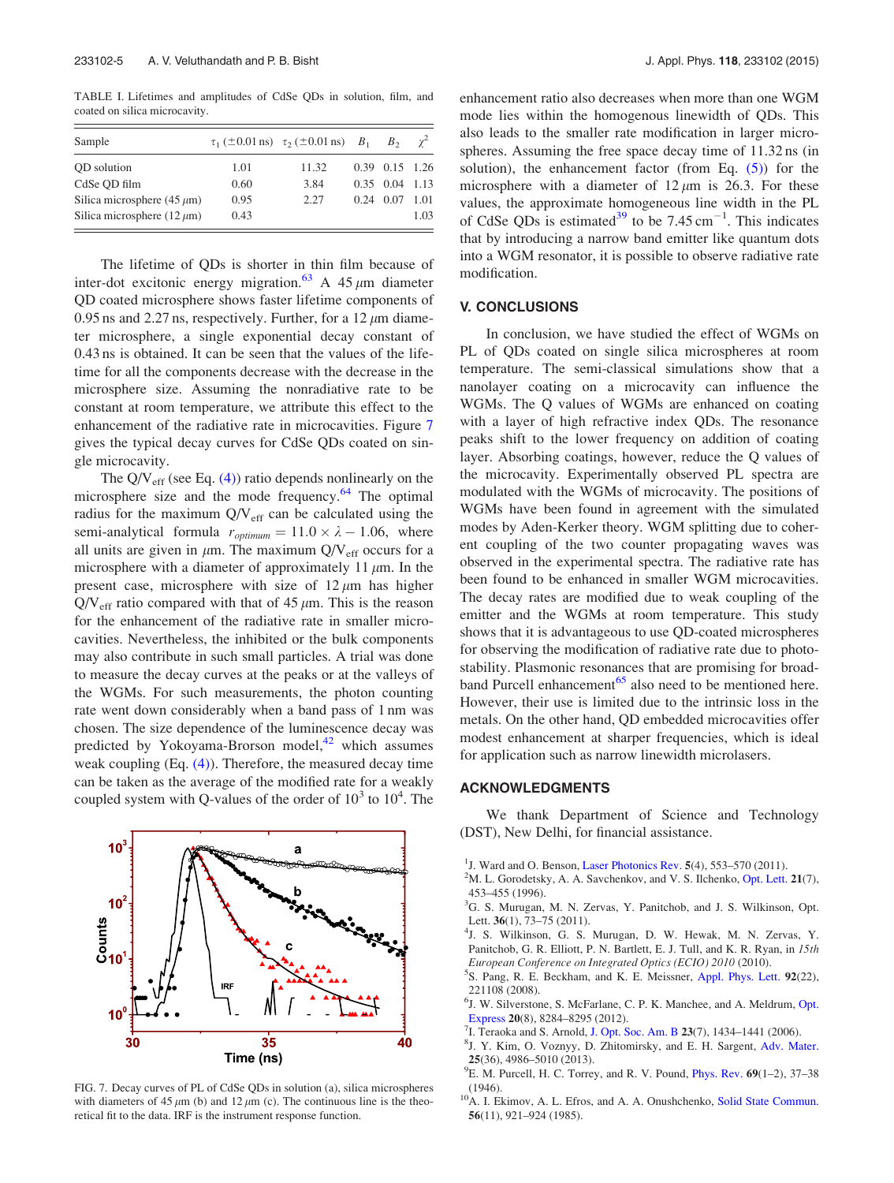TABLE I. Lifetimes and amplitudes of CdSe QDs in solution, film, and coated on silica microcavity.

| Sample | $\tau_1$ ($\pm$0.01 ns) | $\tau_2$ ($\pm$0.01 ns) | $B_1$ | $B_2$ | $\chi^2$ |
|---|---|---|---|---|---|
| QD solution | 1.01 | 11.32 | 0.39 | 0.15 | 1.26 |
| CdSe QD film | 0.60 | 3.84 | 0.35 | 0.04 | 1.13 |
| Silica microsphere (45 $\mu$m) | 0.95 | 2.27 | 0.24 | 0.07 | 1.01 |
| Silica microsphere (12 $\mu$m) | 0.43 | | | | 1.03 |

The lifetime of QDs is shorter in thin film because of inter-dot excitonic energy migration.[63] A 45 $\mu$m diameter QD coated microsphere shows faster lifetime components of 0.95 ns and 2.27 ns, respectively. Further, for a 12 $\mu$m diameter microsphere, a single exponential decay constant of 0.43 ns is obtained. It can be seen that the values of the lifetime for all the components decrease with the decrease in the microsphere size. Assuming the nonradiative rate to be constant at room temperature, we attribute this effect to the enhancement of the radiative rate in microcavities. Figure 7 gives the typical decay curves for CdSe QDs coated on single microcavity.

The $Q/V_{eff}$ (see Eq. (4)) ratio depends nonlinearly on the microsphere size and the mode frequency.[64] The optimal radius for the maximum $Q/V_{eff}$ can be calculated using the semi-analytical formula $r_{optimum} = 11.0 \times \lambda - 1.06$, where all units are given in $\mu$m. The maximum $Q/V_{eff}$ occurs for a microsphere with a diameter of approximately 11 $\mu$m. In the present case, microsphere with size of 12 $\mu$m has higher $Q/V_{eff}$ ratio compared with that of 45 $\mu$m. This is the reason for the enhancement of the radiative rate in smaller microcavities. Nevertheless, the inhibited or the bulk components may also contribute in such small particles. A trial was done to measure the decay curves at the peaks or at the valleys of the WGMs. For such measurements, the photon counting rate went down considerably when a band pass of 1 nm was chosen. The size dependence of the luminescence decay was predicted by Yokoyama-Brorson model,[42] which assumes weak coupling (Eq. (4)). Therefore, the measured decay time can be taken as the average of the modified rate for a weakly coupled system with Q-values of the order of $10^3$ to $10^4$. The enhancement ratio also decreases when more than one WGM mode lies within the homogenous linewidth of QDs. This also leads to the smaller rate modification in larger microspheres. Assuming the free space decay time of 11.32 ns (in solution), the enhancement factor (from Eq. (5)) for the microsphere with a diameter of 12 $\mu$m is 26.3. For these values, the approximate homogeneous line width in the PL of CdSe QDs is estimated[39] to be 7.45 cm$^{-1}$. This indicates that by introducing a narrow band emitter like quantum dots into a WGM resonator, it is possible to observe radiative rate modification.

FIG. 7. Decay curves of PL of CdSe QDs in solution (a), silica microspheres with diameters of 45 $\mu$m (b) and 12 $\mu$m (c). The continuous line is the theoretical fit to the data. IRF is the instrument response function.

## V. CONCLUSIONS

In conclusion, we have studied the effect of WGMs on PL of QDs coated on single silica microspheres at room temperature. The semi-classical simulations show that a nanolayer coating on a microcavity can influence the WGMs. The Q values of WGMs are enhanced on coating with a layer of high refractive index QDs. The resonance peaks shift to the lower frequency on addition of coating layer. Absorbing coatings, however, reduce the Q values of the microcavity. Experimentally observed PL spectra are modulated with the WGMs of microcavity. The positions of WGMs have been found in agreement with the simulated modes by Aden-Kerker theory. WGM splitting due to coherent coupling of the two counter propagating waves was observed in the experimental spectra. The radiative rate has been found to be enhanced in smaller WGM microcavities. The decay rates are modified due to weak coupling of the emitter and the WGMs at room temperature. This study shows that it is advantageous to use QD-coated microspheres for observing the modification of radiative rate due to photostability. Plasmonic resonances that are promising for broadband Purcell enhancement[65] also need to be mentioned here. However, their use is limited due to the intrinsic loss in the metals. On the other hand, QD embedded microcavities offer modest enhancement at sharper frequencies, which is ideal for application such as narrow linewidth microlasers.

## ACKNOWLEDGMENTS

We thank Department of Science and Technology (DST), New Delhi, for financial assistance.

[1] J. Ward and O. Benson, Laser Photonics Rev. **5**(4), 553–570 (2011).
[2] M. L. Gorodetsky, A. A. Savchenkov, and V. S. Ilchenko, Opt. Lett. **21**(7), 453–455 (1996).
[3] G. S. Murugan, M. N. Zervas, Y. Panitchob, and J. S. Wilkinson, Opt. Lett. **36**(1), 73–75 (2011).
[4] J. S. Wilkinson, G. S. Murugan, D. W. Hewak, M. N. Zervas, Y. Panitchob, G. R. Elliott, P. N. Bartlett, E. J. Tull, and K. R. Ryan, in *15th European Conference on Integrated Optics (ECIO) 2010* (2010).
[5] S. Pang, R. E. Beckham, and K. E. Meissner, Appl. Phys. Lett. **92**(22), 221108 (2008).
[6] J. W. Silverstone, S. McFarlane, C. P. K. Manchee, and A. Meldrum, Opt. Express **20**(8), 8284–8295 (2012).
[7] I. Teraoka and S. Arnold, J. Opt. Soc. Am. B **23**(7), 1434–1441 (2006).
[8] J. Y. Kim, O. Voznyy, D. Zhitomirsky, and E. H. Sargent, Adv. Mater. **25**(36), 4986–5010 (2013).
[9] E. M. Purcell, H. C. Torrey, and R. V. Pound, Phys. Rev. **69**(1–2), 37–38 (1946).
[10] A. I. Ekimov, A. L. Efros, and A. A. Onushchenko, Solid State Commun. **56**(11), 921–924 (1985).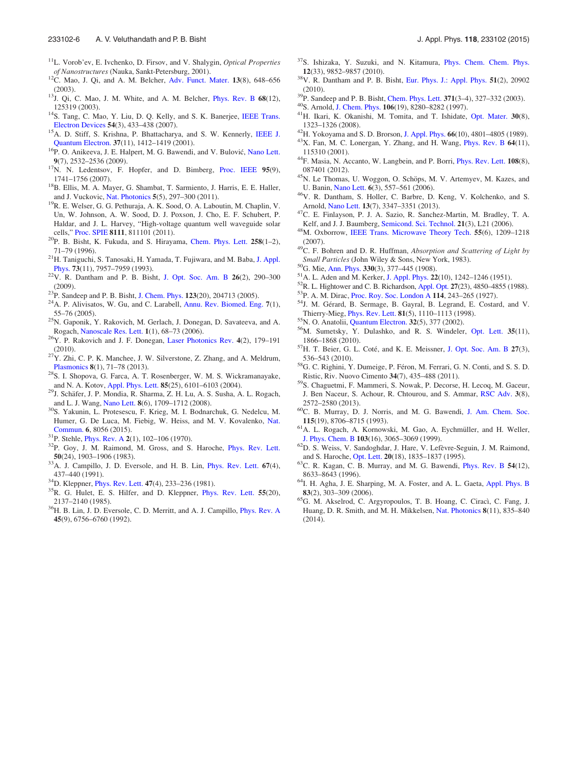[11]L. Vorob'ev, E. Ivchenko, D. Firsov, and V. Shalygin, *Optical Properties of Nanostructures* (Nauka, Sankt-Petersburg, 2001).

[12]C. Mao, J. Qi, and A. M. Belcher, Adv. Funct. Mater. **13**(8), 648–656 (2003).

[13]J. Qi, C. Mao, J. M. White, and A. M. Belcher, Phys. Rev. B **68**(12), 125319 (2003).

[14]S. Tang, C. Mao, Y. Liu, D. Q. Kelly, and S. K. Banerjee, IEEE Trans. Electron Devices **54**(3), 433–438 (2007).

[15]A. D. Stiff, S. Krishna, P. Bhattacharya, and S. W. Kennerly, IEEE J. Quantum Electron. **37**(11), 1412–1419 (2001).

[16]P. O. Anikeeva, J. E. Halpert, M. G. Bawendi, and V. Bulović, Nano Lett. **9**(7), 2532–2536 (2009).

[17]N. N. Ledentsov, F. Hopfer, and D. Bimberg, Proc. IEEE **95**(9), 1741–1756 (2007).

[18]B. Ellis, M. A. Mayer, G. Shambat, T. Sarmiento, J. Harris, E. E. Haller, and J. Vuckovic, Nat. Photonics **5**(5), 297–300 (2011).

[19]R. E. Welser, G. G. Pethuraja, A. K. Sood, O. A. Laboutin, M. Chaplin, V. Un, W. Johnson, A. W. Sood, D. J. Poxson, J. Cho, E. F. Schubert, P. Haldar, and J. L. Harvey, "High-voltage quantum well waveguide solar cells," Proc. SPIE **8111**, 811101 (2011).

[20]P. B. Bisht, K. Fukuda, and S. Hirayama, Chem. Phys. Lett. **258**(1–2), 71–79 (1996).

[21]H. Taniguchi, S. Tanosaki, H. Yamada, T. Fujiwara, and M. Baba, J. Appl. Phys. **73**(11), 7957–7959 (1993).

[22]V. R. Dantham and P. B. Bisht, J. Opt. Soc. Am. B **26**(2), 290–300 (2009).

[23]P. Sandeep and P. B. Bisht, J. Chem. Phys. **123**(20), 204713 (2005).

[24]A. P. Alivisatos, W. Gu, and C. Larabell, Annu. Rev. Biomed. Eng. **7**(1), 55–76 (2005).

[25]N. Gaponik, Y. Rakovich, M. Gerlach, J. Donegan, D. Savateeva, and A. Rogach, Nanoscale Res. Lett. **1**(1), 68–73 (2006).

[26]Y. P. Rakovich and J. F. Donegan, Laser Photonics Rev. **4**(2), 179–191 (2010).

[27]Y. Zhi, C. P. K. Manchee, J. W. Silverstone, Z. Zhang, and A. Meldrum, Plasmonics **8**(1), 71–78 (2013).

[28]S. I. Shopova, G. Farca, A. T. Rosenberger, W. M. S. Wickramanayake, and N. A. Kotov, Appl. Phys. Lett. **85**(25), 6101–6103 (2004).

[29]J. Schäfer, J. P. Mondia, R. Sharma, Z. H. Lu, A. S. Susha, A. L. Rogach, and L. J. Wang, Nano Lett. **8**(6), 1709–1712 (2008).

[30]S. Yakunin, L. Protesescu, F. Krieg, M. I. Bodnarchuk, G. Nedelcu, M. Humer, G. De Luca, M. Fiebig, W. Heiss, and M. V. Kovalenko, Nat. Commun. **6**, 8056 (2015).

[31]P. Stehle, Phys. Rev. A **2**(1), 102–106 (1970).

[32]P. Goy, J. M. Raimond, M. Gross, and S. Haroche, Phys. Rev. Lett. **50**(24), 1903–1906 (1983).

[33]A. J. Campillo, J. D. Eversole, and H. B. Lin, Phys. Rev. Lett. **67**(4), 437–440 (1991).

[34]D. Kleppner, Phys. Rev. Lett. **47**(4), 233–236 (1981).

[35]R. G. Hulet, E. S. Hilfer, and D. Kleppner, Phys. Rev. Lett. **55**(20), 2137–2140 (1985).

[36]H. B. Lin, J. D. Eversole, C. D. Merritt, and A. J. Campillo, Phys. Rev. A **45**(9), 6756–6760 (1992).

[37]S. Ishizaka, Y. Suzuki, and N. Kitamura, Phys. Chem. Chem. Phys. **12**(33), 9852–9857 (2010).

[38]V. R. Dantham and P. B. Bisht, Eur. Phys. J.: Appl. Phys. **51**(2), 20902 (2010).

[39]P. Sandeep and P. B. Bisht, Chem. Phys. Lett. **371**(3–4), 327–332 (2003).

[40]S. Arnold, J. Chem. Phys. **106**(19), 8280–8282 (1997).

[41]H. Ikari, K. Okanishi, M. Tomita, and T. Ishidate, Opt. Mater. **30**(8), 1323–1326 (2008).

[42]H. Yokoyama and S. D. Brorson, J. Appl. Phys. **66**(10), 4801–4805 (1989).

[43]X. Fan, M. C. Lonergan, Y. Zhang, and H. Wang, Phys. Rev. B **64**(11), 115310 (2001).

[44]F. Masia, N. Accanto, W. Langbein, and P. Borri, Phys. Rev. Lett. **108**(8), 087401 (2012).

[45]N. Le Thomas, U. Woggon, O. Schöps, M. V. Artemyev, M. Kazes, and U. Banin, Nano Lett. **6**(3), 557–561 (2006).

[46]V. R. Dantham, S. Holler, C. Barbre, D. Keng, V. Kolchenko, and S. Arnold, Nano Lett. **13**(7), 3347–3351 (2013).

[47]C. E. Finlayson, P. J. A. Sazio, R. Sanchez-Martin, M. Bradley, T. A. Kelf, and J. J. Baumberg, Semicond. Sci. Technol. **21**(3), L21 (2006).

[48]M. Oxborrow, IEEE Trans. Microwave Theory Tech. **55**(6), 1209–1218 (2007).

[49]C. F. Bohren and D. R. Huffman, *Absorption and Scattering of Light by Small Particles* (John Wiley & Sons, New York, 1983).

[50]G. Mie, Ann. Phys. **330**(3), 377–445 (1908).

[51]A. L. Aden and M. Kerker, J. Appl. Phys. **22**(10), 1242–1246 (1951).

[52]R. L. Hightower and C. B. Richardson, Appl. Opt. **27**(23), 4850–4855 (1988).

[53]P. A. M. Dirac, Proc. Roy. Soc. London A **114**, 243–265 (1927).

[54]J. M. Gérard, B. Sermage, B. Gayral, B. Legrand, E. Costard, and V. Thierry-Mieg, Phys. Rev. Lett. **81**(5), 1110–1113 (1998).

[55]N. O. Anatolii, Quantum Electron. **32**(5), 377 (2002).

[56]M. Sumetsky, Y. Dulashko, and R. S. Windeler, Opt. Lett. **35**(11), 1866–1868 (2010).

[57]H. T. Beier, G. L. Coté, and K. E. Meissner, J. Opt. Soc. Am. B **27**(3), 536–543 (2010).

[58]G. C. Righini, Y. Dumeige, P. Féron, M. Ferrari, G. N. Conti, and S. S. D. Ristic, Riv. Nuovo Cimento **34**(7), 435–488 (2011).

[59]S. Chaguetmi, F. Mammeri, S. Nowak, P. Decorse, H. Lecoq, M. Gaceur, J. Ben Naceur, S. Achour, R. Chtourou, and S. Ammar, RSC Adv. **3**(8), 2572–2580 (2013).

[60]C. B. Murray, D. J. Norris, and M. G. Bawendi, J. Am. Chem. Soc. **115**(19), 8706–8715 (1993).

[61]A. L. Rogach, A. Kornowski, M. Gao, A. Eychmüller, and H. Weller, J. Phys. Chem. B **103**(16), 3065–3069 (1999).

[62]D. S. Weiss, V. Sandoghdar, J. Hare, V. Lefèvre-Seguin, J. M. Raimond, and S. Haroche, Opt. Lett. **20**(18), 1835–1837 (1995).

[63]C. R. Kagan, C. B. Murray, and M. G. Bawendi, Phys. Rev. B **54**(12), 8633–8643 (1996).

[64]I. H. Agha, J. E. Sharping, M. A. Foster, and A. L. Gaeta, Appl. Phys. B **83**(2), 303–309 (2006).

[65]G. M. Akselrod, C. Argyropoulos, T. B. Hoang, C. Ciracì, C. Fang, J. Huang, D. R. Smith, and M. H. Mikkelsen, Nat. Photonics **8**(11), 835–840 (2014).